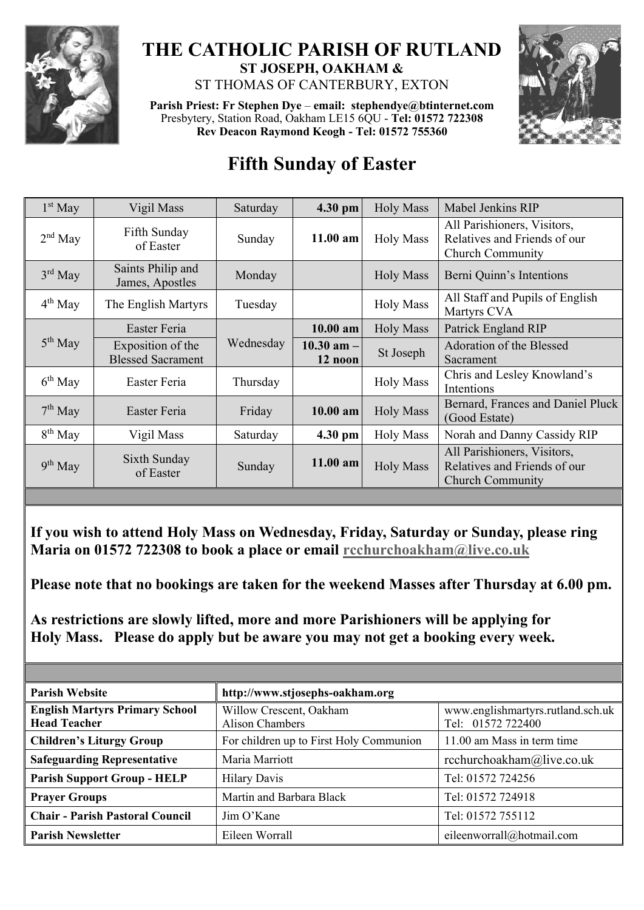# THE CATHOLIC PARISH OF RUTLAND

**ST JOSEPH, OAKHAM &**

ST THOMAS OF CANTERBURY, EXTON

**Parish Priest: Fr Stephen Dye** – **email: stephendye@btinternet.com**
Presbytery, Station Road, Oakham LE15 6QU - **Tel: 01572 722308**
**Rev Deacon Raymond Keogh - Tel: 01572 755360**

## Fifth Sunday of Easter

| | | | | | |
|---|---|---|---|---|---|
| 1st May | Vigil Mass | Saturday | **4.30 pm** | Holy Mass | Mabel Jenkins RIP |
| 2nd May | Fifth Sunday of Easter | Sunday | **11.00 am** | Holy Mass | All Parishioners, Visitors, Relatives and Friends of our Church Community |
| 3rd May | Saints Philip and James, Apostles | Monday | | Holy Mass | Berni Quinn's Intentions |
| 4th May | The English Martyrs | Tuesday | | Holy Mass | All Staff and Pupils of English Martyrs CVA |
| 5th May | Easter Feria | Wednesday | **10.00 am** | Holy Mass | Patrick England RIP |
| | Exposition of the Blessed Sacrament | | **10.30 am – 12 noon** | St Joseph | Adoration of the Blessed Sacrament |
| 6th May | Easter Feria | Thursday | | Holy Mass | Chris and Lesley Knowland's Intentions |
| 7th May | Easter Feria | Friday | **10.00 am** | Holy Mass | Bernard, Frances and Daniel Pluck (Good Estate) |
| 8th May | Vigil Mass | Saturday | **4.30 pm** | Holy Mass | Norah and Danny Cassidy RIP |
| 9th May | Sixth Sunday of Easter | Sunday | **11.00 am** | Holy Mass | All Parishioners, Visitors, Relatives and Friends of our Church Community |

**If you wish to attend Holy Mass on Wednesday, Friday, Saturday or Sunday, please ring Maria on 01572 722308 to book a place or email rcchurchoakham@live.co.uk**

**Please note that no bookings are taken for the weekend Masses after Thursday at 6.00 pm.**

**As restrictions are slowly lifted, more and more Parishioners will be applying for Holy Mass. Please do apply but be aware you may not get a booking every week.**

| | | |
|---|---|---|
| **Parish Website** | **http://www.stjosephs-oakham.org** | |
| **English Martyrs Primary School Head Teacher** | Willow Crescent, Oakham Alison Chambers | www.englishmartyrs.rutland.sch.uk Tel: 01572 722400 |
| **Children's Liturgy Group** | For children up to First Holy Communion | 11.00 am Mass in term time |
| **Safeguarding Representative** | Maria Marriott | rcchurchoakham@live.co.uk |
| **Parish Support Group - HELP** | Hilary Davis | Tel: 01572 724256 |
| **Prayer Groups** | Martin and Barbara Black | Tel: 01572 724918 |
| **Chair - Parish Pastoral Council** | Jim O'Kane | Tel: 01572 755112 |
| **Parish Newsletter** | Eileen Worrall | eileenworrall@hotmail.com |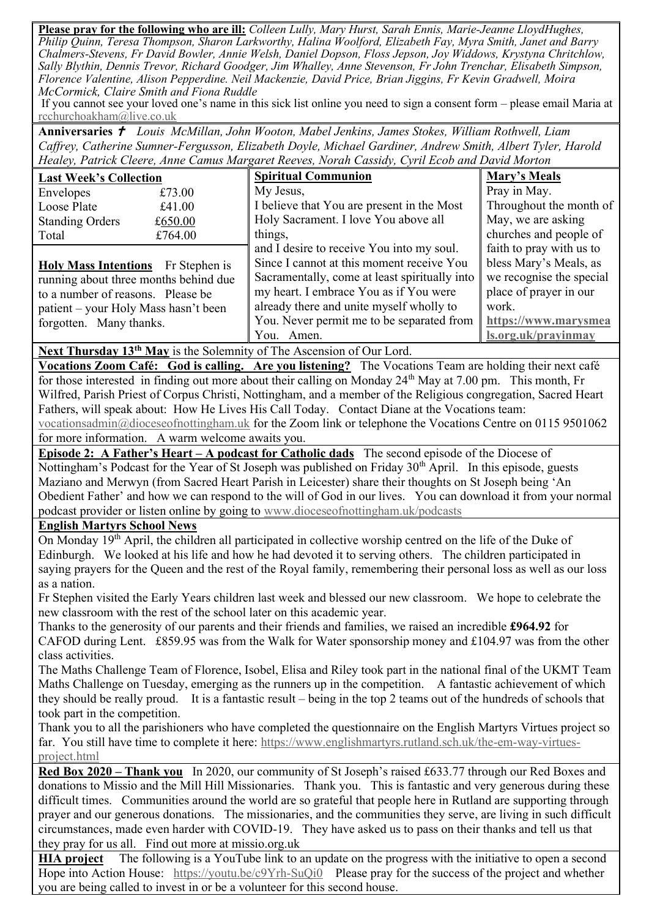**Please pray for the following who are ill:** *Colleen Lully, Mary Hurst, Sarah Ennis, Marie-Jeanne LloydHughes, Philip Quinn, Teresa Thompson, Sharon Larkworthy, Halina Woolford, Elizabeth Fay, Myra Smith, Janet and Barry Chalmers-Stevens, Fr David Bowler, Annie Welsh, Daniel Dopson, Floss Jepson, Joy Widdows, Krystyna Chritchlow, Sally Blythin, Dennis Trevor, Richard Goodger, Jim Whalley, Anne Stevenson, Fr John Trenchar, Elisabeth Simpson, Florence Valentine, Alison Pepperdine. Neil Mackenzie, David Price, Brian Jiggins, Fr Kevin Gradwell, Moira McCormick, Claire Smith and Fiona Ruddle*

If you cannot see your loved one's name in this sick list online you need to sign a consent form – please email Maria at rcchurchoakham@live.co.uk

**Anniversaries ✝** *Louis McMillan, John Wooton, Mabel Jenkins, James Stokes, William Rothwell, Liam Caffrey, Catherine Sumner-Fergusson, Elizabeth Doyle, Michael Gardiner, Andrew Smith, Albert Tyler, Harold Healey, Patrick Cleere, Anne Camus Margaret Reeves, Norah Cassidy, Cyril Ecob and David Morton*

**Last Week's Collection**

| | |
|---|---|
| Envelopes | £73.00 |
| Loose Plate | £41.00 |
| Standing Orders | £650.00 |
| Total | £764.00 |

**Holy Mass Intentions** Fr Stephen is running about three months behind due to a number of reasons. Please be patient – your Holy Mass hasn't been forgotten. Many thanks.

**Spiritual Communion**

My Jesus,
I believe that You are present in the Most Holy Sacrament. I love You above all things,
and I desire to receive You into my soul. Since I cannot at this moment receive You Sacramentally, come at least spiritually into my heart. I embrace You as if You were already there and unite myself wholly to You. Never permit me to be separated from You. Amen.

**Mary's Meals**

Pray in May.
Throughout the month of May, we are asking churches and people of faith to pray with us to bless Mary's Meals, as we recognise the special place of prayer in our work.
**https://www.marysmeals.org.uk/prayinmay**

**Next Thursday 13th May** is the Solemnity of The Ascension of Our Lord.

**Vocations Zoom Café: God is calling. Are you listening?** The Vocations Team are holding their next café for those interested in finding out more about their calling on Monday 24th May at 7.00 pm. This month, Fr Wilfred, Parish Priest of Corpus Christi, Nottingham, and a member of the Religious congregation, Sacred Heart Fathers, will speak about: How He Lives His Call Today. Contact Diane at the Vocations team: vocationsadmin@dioceseofnottingham.uk for the Zoom link or telephone the Vocations Centre on 0115 9501062 for more information. A warm welcome awaits you.

**Episode 2: A Father's Heart – A podcast for Catholic dads** The second episode of the Diocese of Nottingham's Podcast for the Year of St Joseph was published on Friday 30th April. In this episode, guests Maziano and Merwyn (from Sacred Heart Parish in Leicester) share their thoughts on St Joseph being 'An Obedient Father' and how we can respond to the will of God in our lives. You can download it from your normal podcast provider or listen online by going to www.dioceseofnottingham.uk/podcasts

**English Martyrs School News**

On Monday 19th April, the children all participated in collective worship centred on the life of the Duke of Edinburgh. We looked at his life and how he had devoted it to serving others. The children participated in saying prayers for the Queen and the rest of the Royal family, remembering their personal loss as well as our loss as a nation.

Fr Stephen visited the Early Years children last week and blessed our new classroom. We hope to celebrate the new classroom with the rest of the school later on this academic year.

Thanks to the generosity of our parents and their friends and families, we raised an incredible **£964.92** for CAFOD during Lent. £859.95 was from the Walk for Water sponsorship money and £104.97 was from the other class activities.

The Maths Challenge Team of Florence, Isobel, Elisa and Riley took part in the national final of the UKMT Team Maths Challenge on Tuesday, emerging as the runners up in the competition. A fantastic achievement of which they should be really proud. It is a fantastic result – being in the top 2 teams out of the hundreds of schools that took part in the competition.

Thank you to all the parishioners who have completed the questionnaire on the English Martyrs Virtues project so far. You still have time to complete it here: https://www.englishmartyrs.rutland.sch.uk/the-em-way-virtues-project.html

**Red Box 2020 – Thank you** In 2020, our community of St Joseph's raised £633.77 through our Red Boxes and donations to Missio and the Mill Hill Missionaries. Thank you. This is fantastic and very generous during these difficult times. Communities around the world are so grateful that people here in Rutland are supporting through prayer and our generous donations. The missionaries, and the communities they serve, are living in such difficult circumstances, made even harder with COVID-19. They have asked us to pass on their thanks and tell us that they pray for us all. Find out more at missio.org.uk

**HIA project** The following is a YouTube link to an update on the progress with the initiative to open a second Hope into Action House: https://youtu.be/c9Yrh-SuQi0 Please pray for the success of the project and whether you are being called to invest in or be a volunteer for this second house.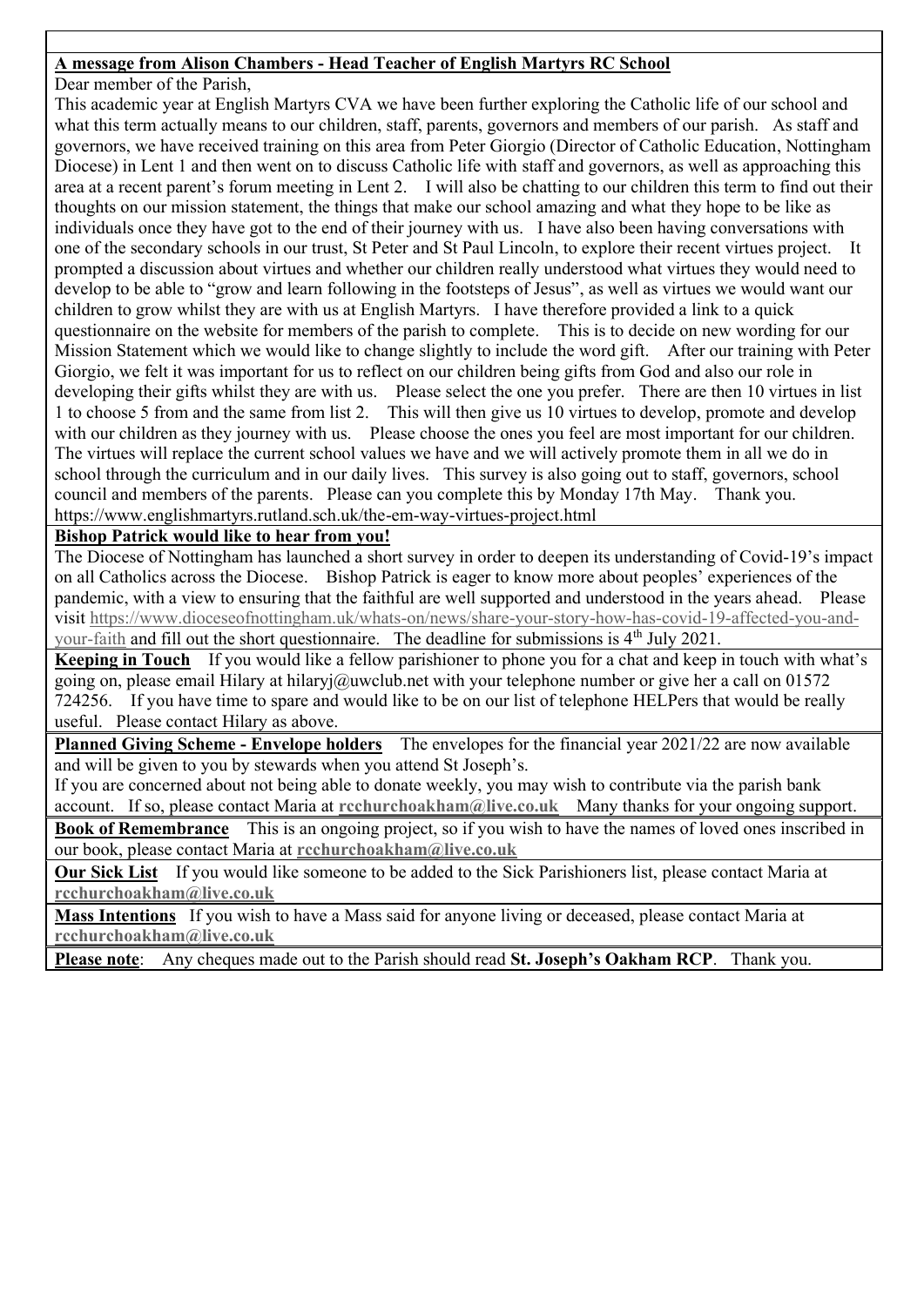**A message from Alison Chambers - Head Teacher of English Martyrs RC School**

Dear member of the Parish,

This academic year at English Martyrs CVA we have been further exploring the Catholic life of our school and what this term actually means to our children, staff, parents, governors and members of our parish. As staff and governors, we have received training on this area from Peter Giorgio (Director of Catholic Education, Nottingham Diocese) in Lent 1 and then went on to discuss Catholic life with staff and governors, as well as approaching this area at a recent parent's forum meeting in Lent 2. I will also be chatting to our children this term to find out their thoughts on our mission statement, the things that make our school amazing and what they hope to be like as individuals once they have got to the end of their journey with us. I have also been having conversations with one of the secondary schools in our trust, St Peter and St Paul Lincoln, to explore their recent virtues project. It prompted a discussion about virtues and whether our children really understood what virtues they would need to develop to be able to "grow and learn following in the footsteps of Jesus", as well as virtues we would want our children to grow whilst they are with us at English Martyrs. I have therefore provided a link to a quick questionnaire on the website for members of the parish to complete. This is to decide on new wording for our Mission Statement which we would like to change slightly to include the word gift. After our training with Peter Giorgio, we felt it was important for us to reflect on our children being gifts from God and also our role in developing their gifts whilst they are with us. Please select the one you prefer. There are then 10 virtues in list 1 to choose 5 from and the same from list 2. This will then give us 10 virtues to develop, promote and develop with our children as they journey with us. Please choose the ones you feel are most important for our children. The virtues will replace the current school values we have and we will actively promote them in all we do in school through the curriculum and in our daily lives. This survey is also going out to staff, governors, school council and members of the parents. Please can you complete this by Monday 17th May. Thank you. https://www.englishmartyrs.rutland.sch.uk/the-em-way-virtues-project.html

**Bishop Patrick would like to hear from you!**

The Diocese of Nottingham has launched a short survey in order to deepen its understanding of Covid-19's impact on all Catholics across the Diocese. Bishop Patrick is eager to know more about peoples' experiences of the pandemic, with a view to ensuring that the faithful are well supported and understood in the years ahead. Please visit https://www.dioceseofnottingham.uk/whats-on/news/share-your-story-how-has-covid-19-affected-you-and-your-faith and fill out the short questionnaire. The deadline for submissions is 4th July 2021.

**Keeping in Touch** If you would like a fellow parishioner to phone you for a chat and keep in touch with what's going on, please email Hilary at hilaryj@uwclub.net with your telephone number or give her a call on 01572 724256. If you have time to spare and would like to be on our list of telephone HELPers that would be really useful. Please contact Hilary as above.

**Planned Giving Scheme - Envelope holders** The envelopes for the financial year 2021/22 are now available and will be given to you by stewards when you attend St Joseph's.

If you are concerned about not being able to donate weekly, you may wish to contribute via the parish bank account. If so, please contact Maria at **rcchurchoakham@live.co.uk** Many thanks for your ongoing support.

**Book of Remembrance** This is an ongoing project, so if you wish to have the names of loved ones inscribed in our book, please contact Maria at **rcchurchoakham@live.co.uk**

**Our Sick List** If you would like someone to be added to the Sick Parishioners list, please contact Maria at **rcchurchoakham@live.co.uk**

**Mass Intentions** If you wish to have a Mass said for anyone living or deceased, please contact Maria at **rcchurchoakham@live.co.uk**

**Please note**: Any cheques made out to the Parish should read **St. Joseph's Oakham RCP**. Thank you.